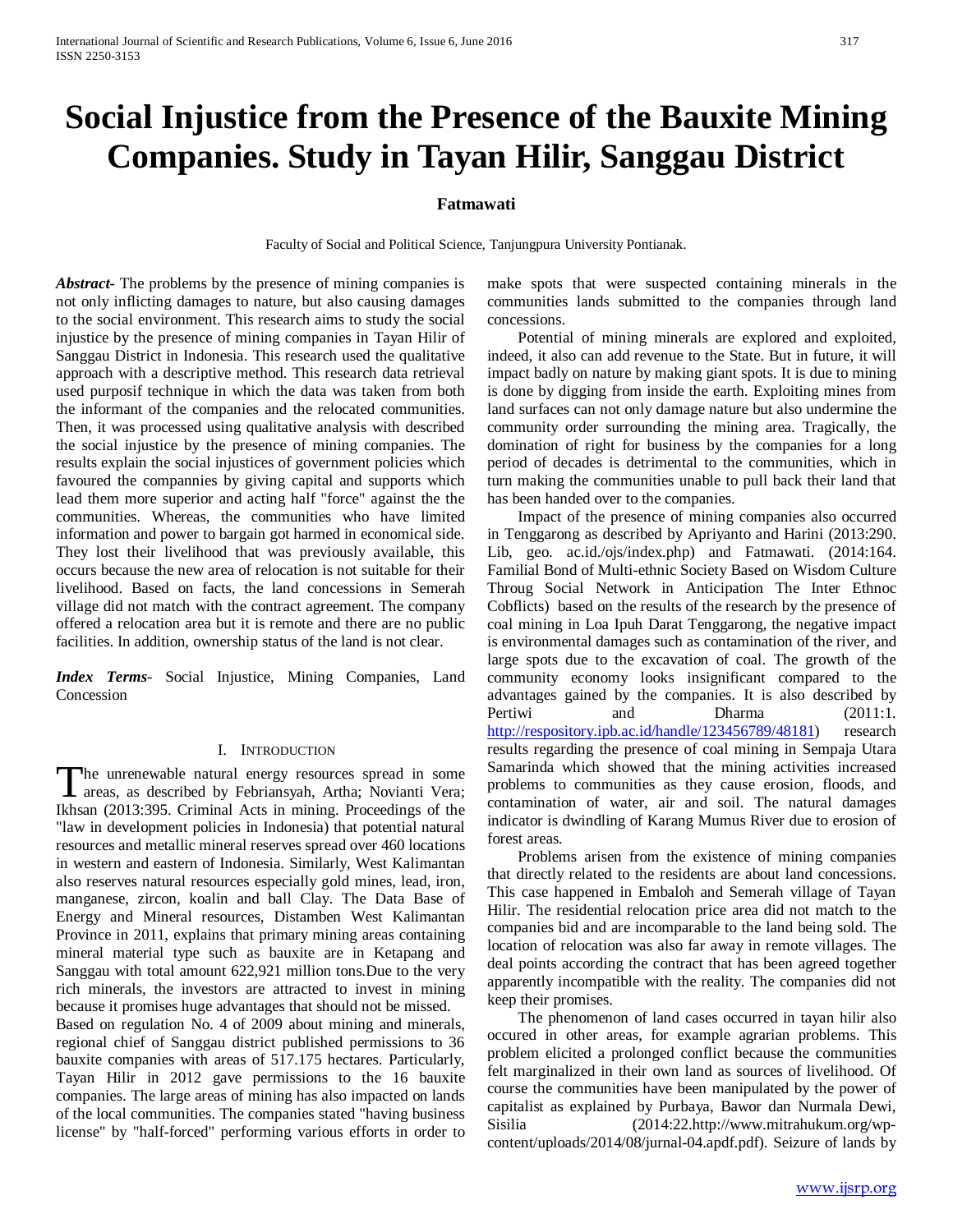# Social Injustice from the Presence of the Bauxite Mining Companies. Study in Tayan Hilir, Sanggau District

**Fatmawati**

Faculty of Social and Political Science, Tanjungpura University Pontianak.

***Abstract***- The problems by the presence of mining companies is not only inflicting damages to nature, but also causing damages to the social environment. This research aims to study the social injustice by the presence of mining companies in Tayan Hilir of Sanggau District in Indonesia. This research used the qualitative approach with a descriptive method. This research data retrieval used purposif technique in which the data was taken from both the informant of the companies and the relocated communities. Then, it was processed using qualitative analysis with described the social injustice by the presence of mining companies. The results explain the social injustices of government policies which favoured the compannies by giving capital and supports which lead them more superior and acting half "force" against the the communities. Whereas, the communities who have limited information and power to bargain got harmed in economical side. They lost their livelihood that was previously available, this occurs because the new area of relocation is not suitable for their livelihood. Based on facts, the land concessions in Semerah village did not match with the contract agreement. The company offered a relocation area but it is remote and there are no public facilities. In addition, ownership status of the land is not clear.

***Index Terms***- Social Injustice, Mining Companies, Land Concession

## I. Introduction

The unrenewable natural energy resources spread in some areas, as described by Febriansyah, Artha; Novianti Vera; Ikhsan (2013:395. Criminal Acts in mining. Proceedings of the "law in development policies in Indonesia) that potential natural resources and metallic mineral reserves spread over 460 locations in western and eastern of Indonesia. Similarly, West Kalimantan also reserves natural resources especially gold mines, lead, iron, manganese, zircon, koalin and ball Clay. The Data Base of Energy and Mineral resources, Distamben West Kalimantan Province in 2011, explains that primary mining areas containing mineral material type such as bauxite are in Ketapang and Sanggau with total amount 622,921 million tons.Due to the very rich minerals, the investors are attracted to invest in mining because it promises huge advantages that should not be missed.

Based on regulation No. 4 of 2009 about mining and minerals, regional chief of Sanggau district published permissions to 36 bauxite companies with areas of 517.175 hectares. Particularly, Tayan Hilir in 2012 gave permissions to the 16 bauxite companies. The large areas of mining has also impacted on lands of the local communities. The companies stated "having business license" by "half-forced" performing various efforts in order to make spots that were suspected containing minerals in the communities lands submitted to the companies through land concessions.

Potential of mining minerals are explored and exploited, indeed, it also can add revenue to the State. But in future, it will impact badly on nature by making giant spots. It is due to mining is done by digging from inside the earth. Exploiting mines from land surfaces can not only damage nature but also undermine the community order surrounding the mining area. Tragically, the domination of right for business by the companies for a long period of decades is detrimental to the communities, which in turn making the communities unable to pull back their land that has been handed over to the companies.

Impact of the presence of mining companies also occurred in Tenggarong as described by Apriyanto and Harini (2013:290. Lib, geo. ac.id./ojs/index.php) and Fatmawati. (2014:164. Familial Bond of Multi-ethnic Society Based on Wisdom Culture Throug Social Network in Anticipation The Inter Ethnoc Cobflicts) based on the results of the research by the presence of coal mining in Loa Ipuh Darat Tenggarong, the negative impact is environmental damages such as contamination of the river, and large spots due to the excavation of coal. The growth of the community economy looks insignificant compared to the advantages gained by the companies. It is also described by Pertiwi and Dharma (2011:1. http://respository.ipb.ac.id/handle/123456789/48181) research results regarding the presence of coal mining in Sempaja Utara Samarinda which showed that the mining activities increased problems to communities as they cause erosion, floods, and contamination of water, air and soil. The natural damages indicator is dwindling of Karang Mumus River due to erosion of forest areas.

Problems arisen from the existence of mining companies that directly related to the residents are about land concessions. This case happened in Embaloh and Semerah village of Tayan Hilir. The residential relocation price area did not match to the companies bid and are incomparable to the land being sold. The location of relocation was also far away in remote villages. The deal points according the contract that has been agreed together apparently incompatible with the reality. The companies did not keep their promises.

The phenomenon of land cases occurred in tayan hilir also occured in other areas, for example agrarian problems. This problem elicited a prolonged conflict because the communities felt marginalized in their own land as sources of livelihood. Of course the communities have been manipulated by the power of capitalist as explained by Purbaya, Bawor dan Nurmala Dewi, Sisilia (2014:22.http://www.mitrahukum.org/wp-content/uploads/2014/08/jurnal-04.apdf.pdf). Seizure of lands by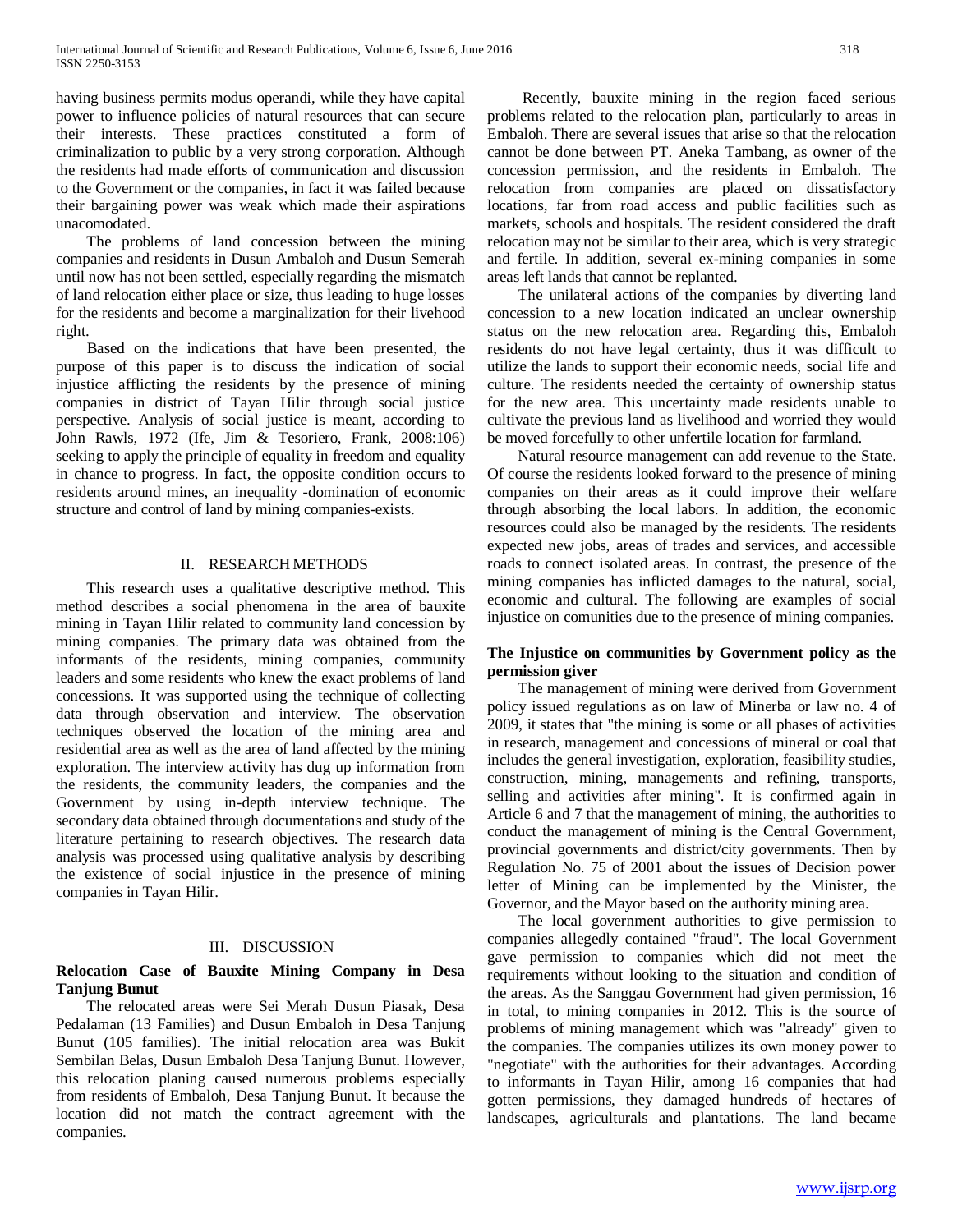having business permits modus operandi, while they have capital power to influence policies of natural resources that can secure their interests. These practices constituted a form of criminalization to public by a very strong corporation. Although the residents had made efforts of communication and discussion to the Government or the companies, in fact it was failed because their bargaining power was weak which made their aspirations unacomodated.

The problems of land concession between the mining companies and residents in Dusun Ambaloh and Dusun Semerah until now has not been settled, especially regarding the mismatch of land relocation either place or size, thus leading to huge losses for the residents and become a marginalization for their livehood right.

Based on the indications that have been presented, the purpose of this paper is to discuss the indication of social injustice afflicting the residents by the presence of mining companies in district of Tayan Hilir through social justice perspective. Analysis of social justice is meant, according to John Rawls, 1972 (Ife, Jim & Tesoriero, Frank, 2008:106) seeking to apply the principle of equality in freedom and equality in chance to progress. In fact, the opposite condition occurs to residents around mines, an inequality -domination of economic structure and control of land by mining companies-exists.

## II. RESEARCH METHODS

This research uses a qualitative descriptive method. This method describes a social phenomena in the area of bauxite mining in Tayan Hilir related to community land concession by mining companies. The primary data was obtained from the informants of the residents, mining companies, community leaders and some residents who knew the exact problems of land concessions. It was supported using the technique of collecting data through observation and interview. The observation techniques observed the location of the mining area and residential area as well as the area of land affected by the mining exploration. The interview activity has dug up information from the residents, the community leaders, the companies and the Government by using in-depth interview technique. The secondary data obtained through documentations and study of the literature pertaining to research objectives. The research data analysis was processed using qualitative analysis by describing the existence of social injustice in the presence of mining companies in Tayan Hilir.

## III. DISCUSSION

### Relocation Case of Bauxite Mining Company in Desa Tanjung Bunut

The relocated areas were Sei Merah Dusun Piasak, Desa Pedalaman (13 Families) and Dusun Embaloh in Desa Tanjung Bunut (105 families). The initial relocation area was Bukit Sembilan Belas, Dusun Embaloh Desa Tanjung Bunut. However, this relocation planing caused numerous problems especially from residents of Embaloh, Desa Tanjung Bunut. It because the location did not match the contract agreement with the companies.

Recently, bauxite mining in the region faced serious problems related to the relocation plan, particularly to areas in Embaloh. There are several issues that arise so that the relocation cannot be done between PT. Aneka Tambang, as owner of the concession permission, and the residents in Embaloh. The relocation from companies are placed on dissatisfactory locations, far from road access and public facilities such as markets, schools and hospitals. The resident considered the draft relocation may not be similar to their area, which is very strategic and fertile. In addition, several ex-mining companies in some areas left lands that cannot be replanted.

The unilateral actions of the companies by diverting land concession to a new location indicated an unclear ownership status on the new relocation area. Regarding this, Embaloh residents do not have legal certainty, thus it was difficult to utilize the lands to support their economic needs, social life and culture. The residents needed the certainty of ownership status for the new area. This uncertainty made residents unable to cultivate the previous land as livelihood and worried they would be moved forcefully to other unfertile location for farmland.

Natural resource management can add revenue to the State. Of course the residents looked forward to the presence of mining companies on their areas as it could improve their welfare through absorbing the local labors. In addition, the economic resources could also be managed by the residents. The residents expected new jobs, areas of trades and services, and accessible roads to connect isolated areas. In contrast, the presence of the mining companies has inflicted damages to the natural, social, economic and cultural. The following are examples of social injustice on comunities due to the presence of mining companies.

### The Injustice on communities by Government policy as the permission giver

The management of mining were derived from Government policy issued regulations as on law of Minerba or law no. 4 of 2009, it states that "the mining is some or all phases of activities in research, management and concessions of mineral or coal that includes the general investigation, exploration, feasibility studies, construction, mining, managements and refining, transports, selling and activities after mining". It is confirmed again in Article 6 and 7 that the management of mining, the authorities to conduct the management of mining is the Central Government, provincial governments and district/city governments. Then by Regulation No. 75 of 2001 about the issues of Decision power letter of Mining can be implemented by the Minister, the Governor, and the Mayor based on the authority mining area.

The local government authorities to give permission to companies allegedly contained "fraud". The local Government gave permission to companies which did not meet the requirements without looking to the situation and condition of the areas. As the Sanggau Government had given permission, 16 in total, to mining companies in 2012. This is the source of problems of mining management which was "already" given to the companies. The companies utilizes its own money power to "negotiate" with the authorities for their advantages. According to informants in Tayan Hilir, among 16 companies that had gotten permissions, they damaged hundreds of hectares of landscapes, agriculturals and plantations. The land became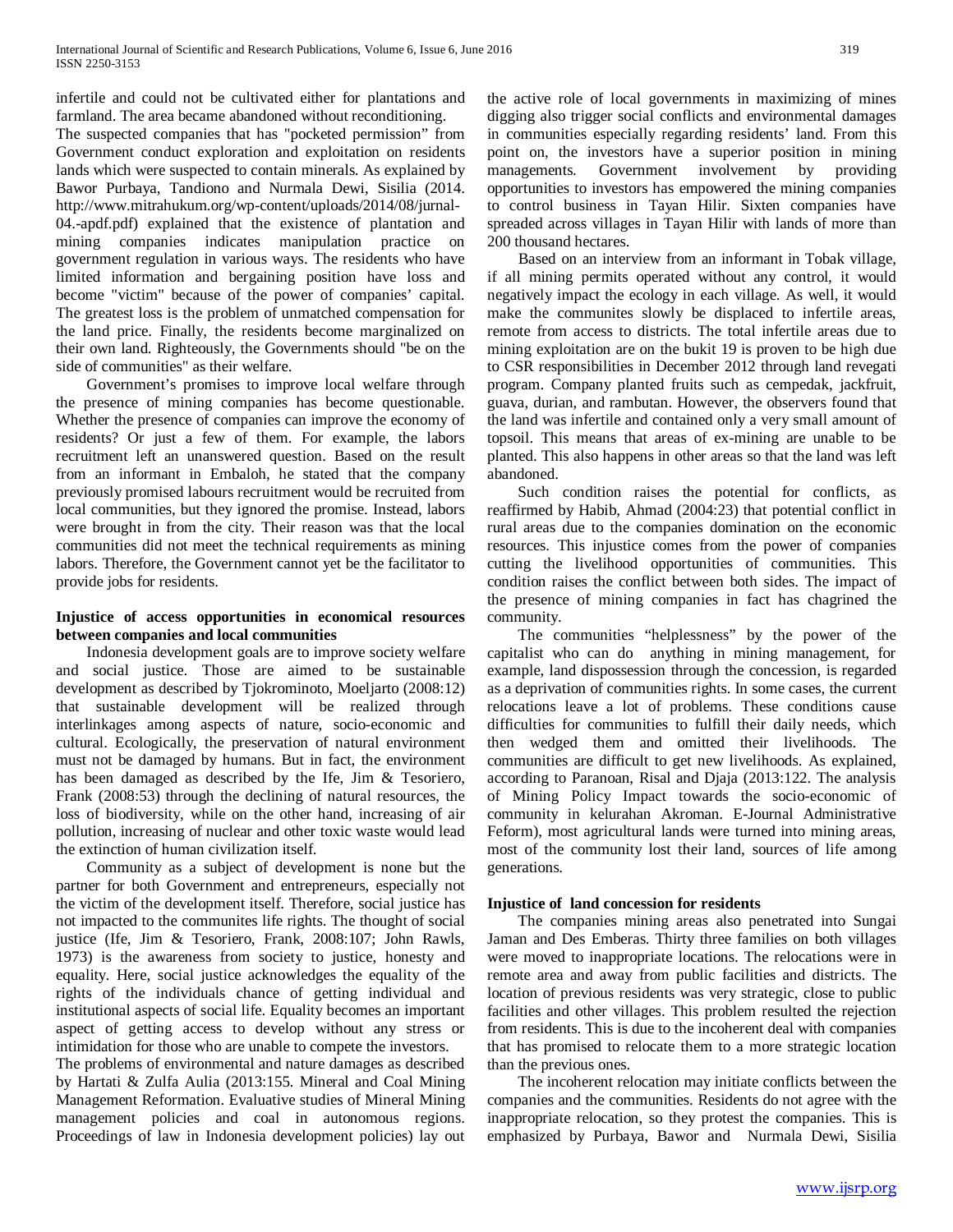infertile and could not be cultivated either for plantations and farmland. The area became abandoned without reconditioning.

The suspected companies that has "pocketed permission" from Government conduct exploration and exploitation on residents lands which were suspected to contain minerals. As explained by Bawor Purbaya, Tandiono and Nurmala Dewi, Sisilia (2014. http://www.mitrahukum.org/wp-content/uploads/2014/08/jurnal-04.-apdf.pdf) explained that the existence of plantation and mining companies indicates manipulation practice on government regulation in various ways. The residents who have limited information and bergaining position have loss and become "victim" because of the power of companies' capital. The greatest loss is the problem of unmatched compensation for the land price. Finally, the residents become marginalized on their own land. Righteously, the Governments should "be on the side of communities" as their welfare.

Government's promises to improve local welfare through the presence of mining companies has become questionable. Whether the presence of companies can improve the economy of residents? Or just a few of them. For example, the labors recruitment left an unanswered question. Based on the result from an informant in Embaloh, he stated that the company previously promised labours recruitment would be recruited from local communities, but they ignored the promise. Instead, labors were brought in from the city. Their reason was that the local communities did not meet the technical requirements as mining labors. Therefore, the Government cannot yet be the facilitator to provide jobs for residents.

### Injustice of access opportunities in economical resources between companies and local communities

Indonesia development goals are to improve society welfare and social justice. Those are aimed to be sustainable development as described by Tjokrominoto, Moeljarto (2008:12) that sustainable development will be realized through interlinkages among aspects of nature, socio-economic and cultural. Ecologically, the preservation of natural environment must not be damaged by humans. But in fact, the environment has been damaged as described by the Ife, Jim & Tesoriero, Frank (2008:53) through the declining of natural resources, the loss of biodiversity, while on the other hand, increasing of air pollution, increasing of nuclear and other toxic waste would lead the extinction of human civilization itself.

Community as a subject of development is none but the partner for both Government and entrepreneurs, especially not the victim of the development itself. Therefore, social justice has not impacted to the communites life rights. The thought of social justice (Ife, Jim & Tesoriero, Frank, 2008:107; John Rawls, 1973) is the awareness from society to justice, honesty and equality. Here, social justice acknowledges the equality of the rights of the individuals chance of getting individual and institutional aspects of social life. Equality becomes an important aspect of getting access to develop without any stress or intimidation for those who are unable to compete the investors.

The problems of environmental and nature damages as described by Hartati & Zulfa Aulia (2013:155. Mineral and Coal Mining Management Reformation. Evaluative studies of Mineral Mining management policies and coal in autonomous regions. Proceedings of law in Indonesia development policies) lay out the active role of local governments in maximizing of mines digging also trigger social conflicts and environmental damages in communities especially regarding residents' land. From this point on, the investors have a superior position in mining managements. Government involvement by providing opportunities to investors has empowered the mining companies to control business in Tayan Hilir. Sixten companies have spreaded across villages in Tayan Hilir with lands of more than 200 thousand hectares.

Based on an interview from an informant in Tobak village, if all mining permits operated without any control, it would negatively impact the ecology in each village. As well, it would make the communites slowly be displaced to infertile areas, remote from access to districts. The total infertile areas due to mining exploitation are on the bukit 19 is proven to be high due to CSR responsibilities in December 2012 through land revegati program. Company planted fruits such as cempedak, jackfruit, guava, durian, and rambutan. However, the observers found that the land was infertile and contained only a very small amount of topsoil. This means that areas of ex-mining are unable to be planted. This also happens in other areas so that the land was left abandoned.

Such condition raises the potential for conflicts, as reaffirmed by Habib, Ahmad (2004:23) that potential conflict in rural areas due to the companies domination on the economic resources. This injustice comes from the power of companies cutting the livelihood opportunities of communities. This condition raises the conflict between both sides. The impact of the presence of mining companies in fact has chagrined the community.

The communities "helplessness" by the power of the capitalist who can do anything in mining management, for example, land dispossession through the concession, is regarded as a deprivation of communities rights. In some cases, the current relocations leave a lot of problems. These conditions cause difficulties for communities to fulfill their daily needs, which then wedged them and omitted their livelihoods. The communities are difficult to get new livelihoods. As explained, according to Paranoan, Risal and Djaja (2013:122. The analysis of Mining Policy Impact towards the socio-economic of community in kelurahan Akroman. E-Journal Administrative Feform), most agricultural lands were turned into mining areas, most of the community lost their land, sources of life among generations.

### Injustice of land concession for residents

The companies mining areas also penetrated into Sungai Jaman and Des Emberas. Thirty three families on both villages were moved to inappropriate locations. The relocations were in remote area and away from public facilities and districts. The location of previous residents was very strategic, close to public facilities and other villages. This problem resulted the rejection from residents. This is due to the incoherent deal with companies that has promised to relocate them to a more strategic location than the previous ones.

The incoherent relocation may initiate conflicts between the companies and the communities. Residents do not agree with the inappropriate relocation, so they protest the companies. This is emphasized by Purbaya, Bawor and Nurmala Dewi, Sisilia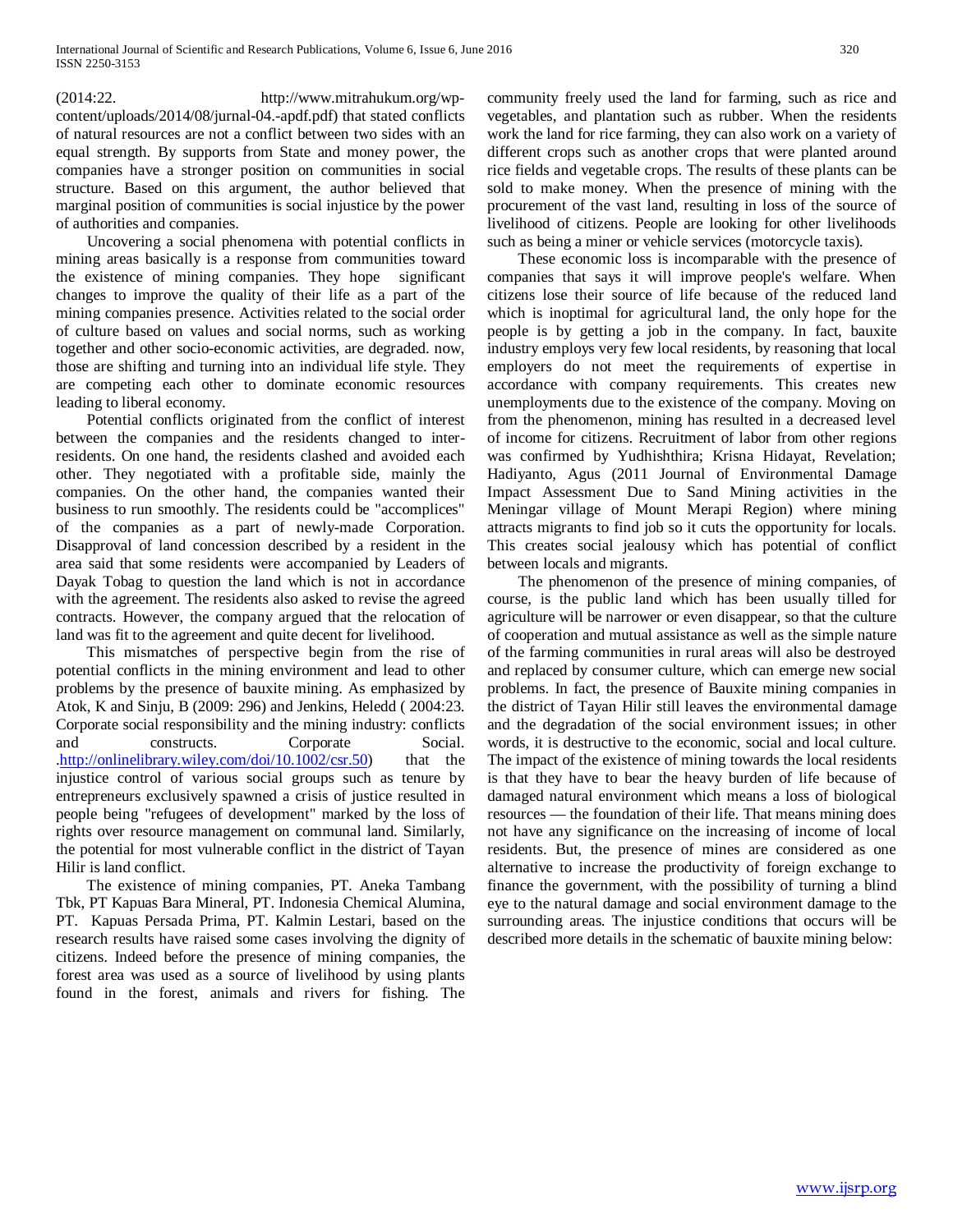(2014:22. http://www.mitrahukum.org/wp-content/uploads/2014/08/jurnal-04.-apdf.pdf) that stated conflicts of natural resources are not a conflict between two sides with an equal strength. By supports from State and money power, the companies have a stronger position on communities in social structure. Based on this argument, the author believed that marginal position of communities is social injustice by the power of authorities and companies.

Uncovering a social phenomena with potential conflicts in mining areas basically is a response from communities toward the existence of mining companies. They hope significant changes to improve the quality of their life as a part of the mining companies presence. Activities related to the social order of culture based on values and social norms, such as working together and other socio-economic activities, are degraded. now, those are shifting and turning into an individual life style. They are competing each other to dominate economic resources leading to liberal economy.

Potential conflicts originated from the conflict of interest between the companies and the residents changed to inter-residents. On one hand, the residents clashed and avoided each other. They negotiated with a profitable side, mainly the companies. On the other hand, the companies wanted their business to run smoothly. The residents could be "accomplices" of the companies as a part of newly-made Corporation. Disapproval of land concession described by a resident in the area said that some residents were accompanied by Leaders of Dayak Tobag to question the land which is not in accordance with the agreement. The residents also asked to revise the agreed contracts. However, the company argued that the relocation of land was fit to the agreement and quite decent for livelihood.

This mismatches of perspective begin from the rise of potential conflicts in the mining environment and lead to other problems by the presence of bauxite mining. As emphasized by Atok, K and Sinju, B (2009: 296) and Jenkins, Heledd ( 2004:23. Corporate social responsibility and the mining industry: conflicts and constructs. Corporate Social. .http://onlinelibrary.wiley.com/doi/10.1002/csr.50) that the injustice control of various social groups such as tenure by entrepreneurs exclusively spawned a crisis of justice resulted in people being "refugees of development" marked by the loss of rights over resource management on communal land. Similarly, the potential for most vulnerable conflict in the district of Tayan Hilir is land conflict.

The existence of mining companies, PT. Aneka Tambang Tbk, PT Kapuas Bara Mineral, PT. Indonesia Chemical Alumina, PT. Kapuas Persada Prima, PT. Kalmin Lestari, based on the research results have raised some cases involving the dignity of citizens. Indeed before the presence of mining companies, the forest area was used as a source of livelihood by using plants found in the forest, animals and rivers for fishing. The community freely used the land for farming, such as rice and vegetables, and plantation such as rubber. When the residents work the land for rice farming, they can also work on a variety of different crops such as another crops that were planted around rice fields and vegetable crops. The results of these plants can be sold to make money. When the presence of mining with the procurement of the vast land, resulting in loss of the source of livelihood of citizens. People are looking for other livelihoods such as being a miner or vehicle services (motorcycle taxis).

These economic loss is incomparable with the presence of companies that says it will improve people's welfare. When citizens lose their source of life because of the reduced land which is inoptimal for agricultural land, the only hope for the people is by getting a job in the company. In fact, bauxite industry employs very few local residents, by reasoning that local employers do not meet the requirements of expertise in accordance with company requirements. This creates new unemployments due to the existence of the company. Moving on from the phenomenon, mining has resulted in a decreased level of income for citizens. Recruitment of labor from other regions was confirmed by Yudhishthira; Krisna Hidayat, Revelation; Hadiyanto, Agus (2011 Journal of Environmental Damage Impact Assessment Due to Sand Mining activities in the Meningar village of Mount Merapi Region) where mining attracts migrants to find job so it cuts the opportunity for locals. This creates social jealousy which has potential of conflict between locals and migrants.

The phenomenon of the presence of mining companies, of course, is the public land which has been usually tilled for agriculture will be narrower or even disappear, so that the culture of cooperation and mutual assistance as well as the simple nature of the farming communities in rural areas will also be destroyed and replaced by consumer culture, which can emerge new social problems. In fact, the presence of Bauxite mining companies in the district of Tayan Hilir still leaves the environmental damage and the degradation of the social environment issues; in other words, it is destructive to the economic, social and local culture. The impact of the existence of mining towards the local residents is that they have to bear the heavy burden of life because of damaged natural environment which means a loss of biological resources — the foundation of their life. That means mining does not have any significance on the increasing of income of local residents. But, the presence of mines are considered as one alternative to increase the productivity of foreign exchange to finance the government, with the possibility of turning a blind eye to the natural damage and social environment damage to the surrounding areas. The injustice conditions that occurs will be described more details in the schematic of bauxite mining below: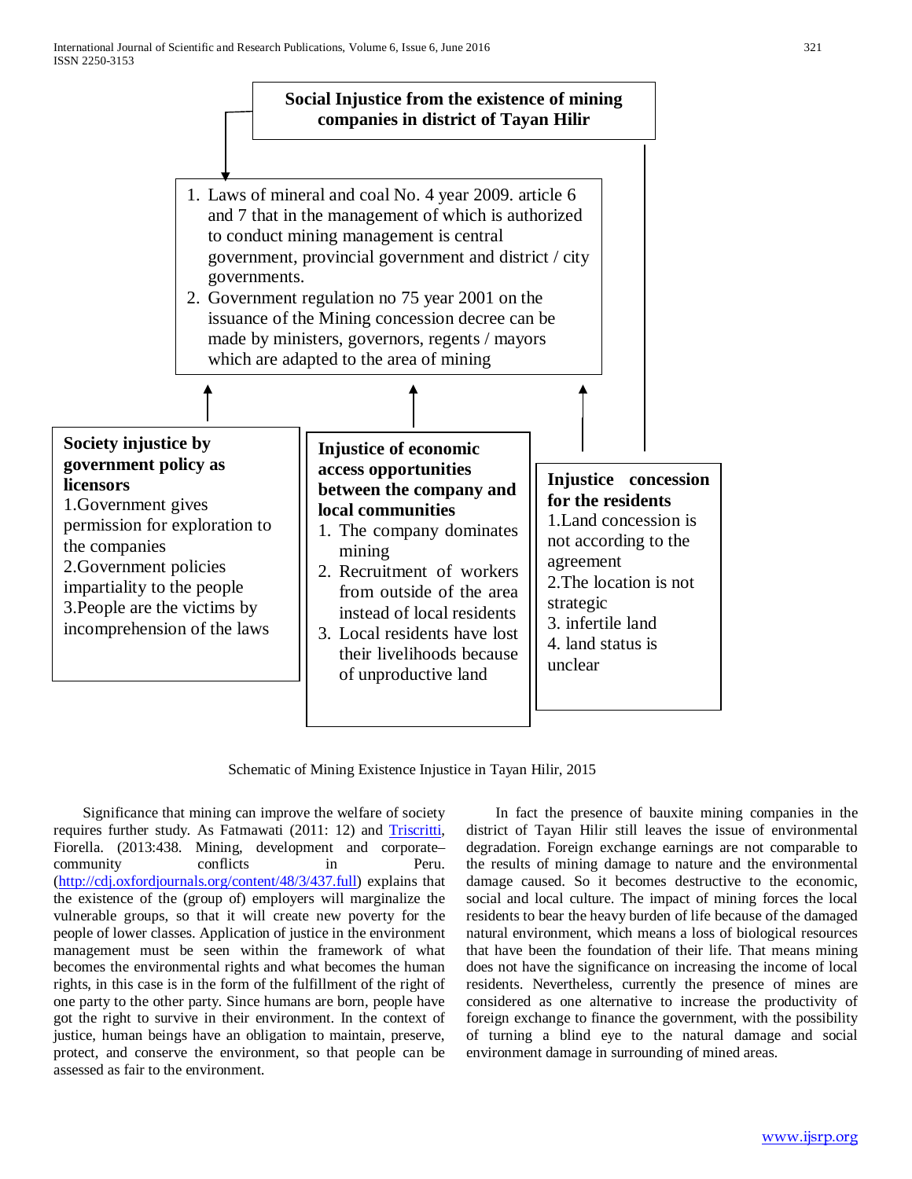**Social Injustice from the existence of mining companies in district of Tayan Hilir**

1. Laws of mineral and coal No. 4 year 2009. article 6 and 7 that in the management of which is authorized to conduct mining management is central government, provincial government and district / city governments.
2. Government regulation no 75 year 2001 on the issuance of the Mining concession decree can be made by ministers, governors, regents / mayors which are adapted to the area of mining

**Society injustice by government policy as licensors**

1.Government gives permission for exploration to the companies
2.Government policies impartiality to the people
3.People are the victims by incomprehension of the laws

**Injustice of economic access opportunities between the company and local communities**

1. The company dominates mining
2. Recruitment of workers from outside of the area instead of local residents
3. Local residents have lost their livelihoods because of unproductive land

**Injustice concession for the residents**

1.Land concession is not according to the agreement
2.The location is not strategic
3. infertile land
4. land status is unclear

Schematic of Mining Existence Injustice in Tayan Hilir, 2015

Significance that mining can improve the welfare of society requires further study. As Fatmawati (2011: 12) and Triscritti, Fiorella. (2013:438. Mining, development and corporate–community conflicts in Peru. (http://cdj.oxfordjournals.org/content/48/3/437.full) explains that the existence of the (group of) employers will marginalize the vulnerable groups, so that it will create new poverty for the people of lower classes. Application of justice in the environment management must be seen within the framework of what becomes the environmental rights and what becomes the human rights, in this case is in the form of the fulfillment of the right of one party to the other party. Since humans are born, people have got the right to survive in their environment. In the context of justice, human beings have an obligation to maintain, preserve, protect, and conserve the environment, so that people can be assessed as fair to the environment.

In fact the presence of bauxite mining companies in the district of Tayan Hilir still leaves the issue of environmental degradation. Foreign exchange earnings are not comparable to the results of mining damage to nature and the environmental damage caused. So it becomes destructive to the economic, social and local culture. The impact of mining forces the local residents to bear the heavy burden of life because of the damaged natural environment, which means a loss of biological resources that have been the foundation of their life. That means mining does not have the significance on increasing the income of local residents. Nevertheless, currently the presence of mines are considered as one alternative to increase the productivity of foreign exchange to finance the government, with the possibility of turning a blind eye to the natural damage and social environment damage in surrounding of mined areas.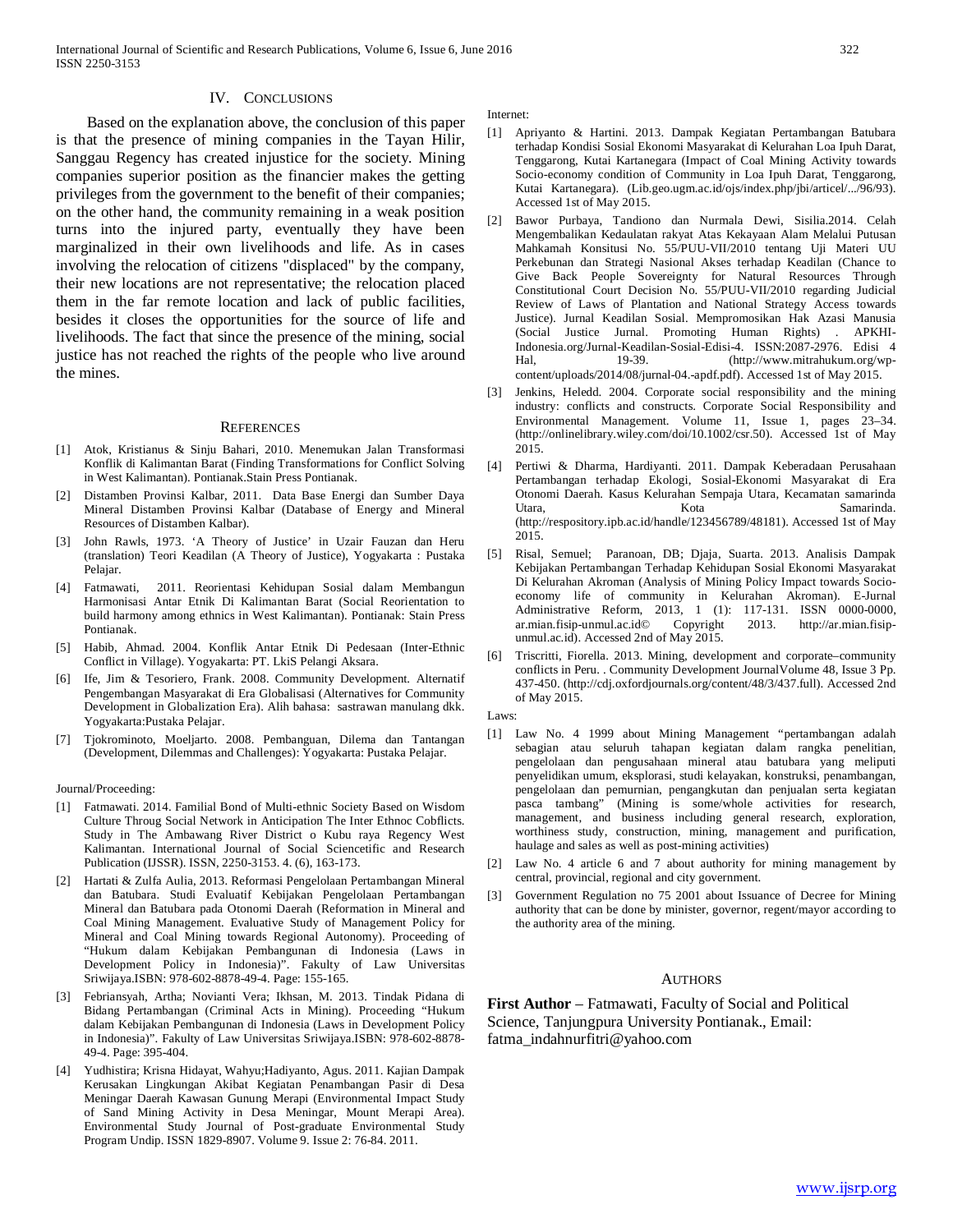## IV. Conclusions

Based on the explanation above, the conclusion of this paper is that the presence of mining companies in the Tayan Hilir, Sanggau Regency has created injustice for the society. Mining companies superior position as the financier makes the getting privileges from the government to the benefit of their companies; on the other hand, the community remaining in a weak position turns into the injured party, eventually they have been marginalized in their own livelihoods and life. As in cases involving the relocation of citizens "displaced" by the company, their new locations are not representative; the relocation placed them in the far remote location and lack of public facilities, besides it closes the opportunities for the source of life and livelihoods. The fact that since the presence of the mining, social justice has not reached the rights of the people who live around the mines.

## References

[1] Atok, Kristianus & Sinju Bahari, 2010. Menemukan Jalan Transformasi Konflik di Kalimantan Barat (Finding Transformations for Conflict Solving in West Kalimantan). Pontianak.Stain Press Pontianak.

[2] Distamben Provinsi Kalbar, 2011. Data Base Energi dan Sumber Daya Mineral Distamben Provinsi Kalbar (Database of Energy and Mineral Resources of Distamben Kalbar).

[3] John Rawls, 1973. 'A Theory of Justice' in Uzair Fauzan dan Heru (translation) Teori Keadilan (A Theory of Justice), Yogyakarta : Pustaka Pelajar.

[4] Fatmawati, 2011. Reorientasi Kehidupan Sosial dalam Membangun Harmonisasi Antar Etnik Di Kalimantan Barat (Social Reorientation to build harmony among ethnics in West Kalimantan). Pontianak: Stain Press Pontianak.

[5] Habib, Ahmad. 2004. Konflik Antar Etnik Di Pedesaan (Inter-Ethnic Conflict in Village). Yogyakarta: PT. LkiS Pelangi Aksara.

[6] Ife, Jim & Tesoriero, Frank. 2008. Community Development. Alternatif Pengembangan Masyarakat di Era Globalisasi (Alternatives for Community Development in Globalization Era). Alih bahasa: sastrawan manulang dkk. Yogyakarta:Pustaka Pelajar.

[7] Tjokrominoto, Moeljarto. 2008. Pembangunan, Dilema dan Tantangan (Development, Dilemmas and Challenges): Yogyakarta: Pustaka Pelajar.

Journal/Proceeding:

[1] Fatmawati. 2014. Familial Bond of Multi-ethnic Society Based on Wisdom Culture Throug Social Network in Anticipation The Inter Ethnoc Cobflicts. Study in The Ambawang River District o Kubu raya Regency West Kalimantan. International Journal of Social Sciencetific and Research Publication (IJSSR). ISSN, 2250-3153. 4. (6), 163-173.

[2] Hartati & Zulfa Aulia, 2013. Reformasi Pengelolaan Pertambangan Mineral dan Batubara. Studi Evaluatif Kebijakan Pengelolaan Pertambangan Mineral dan Batubara pada Otonomi Daerah (Reformation in Mineral and Coal Mining Management. Evaluative Study of Management Policy for Mineral and Coal Mining towards Regional Autonomy). Proceeding of "Hukum dalam Kebijakan Pembangunan di Indonesia (Laws in Development Policy in Indonesia)". Fakulty of Law Universitas Sriwijaya.ISBN: 978-602-8878-49-4. Page: 155-165.

[3] Febriansyah, Artha; Novianti Vera; Ikhsan, M. 2013. Tindak Pidana di Bidang Pertambangan (Criminal Acts in Mining). Proceeding "Hukum dalam Kebijakan Pembangunan di Indonesia (Laws in Development Policy in Indonesia)". Fakulty of Law Universitas Sriwijaya.ISBN: 978-602-8878-49-4. Page: 395-404.

[4] Yudhistira; Krisna Hidayat, Wahyu;Hadiyanto, Agus. 2011. Kajian Dampak Kerusakan Lingkungan Akibat Kegiatan Penambangan Pasir di Desa Meningar Daerah Kawasan Gunung Merapi (Environmental Impact Study of Sand Mining Activity in Desa Meningar, Mount Merapi Area). Environmental Study Journal of Post-graduate Environmental Study Program Undip. ISSN 1829-8907. Volume 9. Issue 2: 76-84. 2011.

Internet:

[1] Apriyanto & Hartini. 2013. Dampak Kegiatan Pertambangan Batubara terhadap Kondisi Sosial Ekonomi Masyarakat di Kelurahan Loa Ipuh Darat, Tenggarong, Kutai Kartanegara (Impact of Coal Mining Activity towards Socio-economy condition of Community in Loa Ipuh Darat, Tenggarong, Kutai Kartanegara). (Lib.geo.ugm.ac.id/ojs/index.php/jbi/articel/.../96/93). Accessed 1st of May 2015.

[2] Bawor Purbaya, Tandiono dan Nurmala Dewi, Sisilia.2014. Celah Mengembalikan Kedaulatan rakyat Atas Kekayaan Alam Melalui Putusan Mahkamah Konsitusi No. 55/PUU-VII/2010 tentang Uji Materi UU Perkebunan dan Strategi Nasional Akses terhadap Keadilan (Chance to Give Back People Sovereignty for Natural Resources Through Constitutional Court Decision No. 55/PUU-VII/2010 regarding Judicial Review of Laws of Plantation and National Strategy Access towards Justice). Jurnal Keadilan Sosial. Mempromosikan Hak Azasi Manusia (Social Justice Jurnal. Promoting Human Rights) . APKHI-Indonesia.org/Jurnal-Keadilan-Sosial-Edisi-4. ISSN:2087-2976. Edisi 4 Hal, 19-39. (http://www.mitrahukum.org/wp-content/uploads/2014/08/jurnal-04.-apdf.pdf). Accessed 1st of May 2015.

[3] Jenkins, Heledd. 2004. Corporate social responsibility and the mining industry: conflicts and constructs. Corporate Social Responsibility and Environmental Management. Volume 11, Issue 1, pages 23–34. (http://onlinelibrary.wiley.com/doi/10.1002/csr.50). Accessed 1st of May 2015.

[4] Pertiwi & Dharma, Hardiyanti. 2011. Dampak Keberadaan Perusahaan Pertambangan terhadap Ekologi, Sosial-Ekonomi Masyarakat di Era Otonomi Daerah. Kasus Kelurahan Sempaja Utara, Kecamatan samarinda Utara, Kota Samarinda. (http://respository.ipb.ac.id/handle/123456789/48181). Accessed 1st of May 2015.

[5] Risal, Semuel; Paranoan, DB; Djaja, Suarta. 2013. Analisis Dampak Kebijakan Pertambangan Terhadap Kehidupan Sosial Ekonomi Masyarakat Di Kelurahan Akroman (Analysis of Mining Policy Impact towards Socio-economy life of community in Kelurahan Akroman). E-Jurnal Administrative Reform, 2013, 1 (1): 117-131. ISSN 0000-0000, ar.mian.fisip-unmul.ac.id© Copyright 2013. http://ar.mian.fisip-unmul.ac.id). Accessed 2nd of May 2015.

[6] Triscritti, Fiorella. 2013. Mining, development and corporate–community conflicts in Peru. . Community Development JournalVolume 48, Issue 3 Pp. 437-450. (http://cdj.oxfordjournals.org/content/48/3/437.full). Accessed 2nd of May 2015.

Laws:

[1] Law No. 4 1999 about Mining Management "pertambangan adalah sebagian atau seluruh tahapan kegiatan dalam rangka penelitian, pengelolaan dan pengusahaan mineral atau batubara yang meliputi penyelidikan umum, eksplorasi, studi kelayakan, konstruksi, penambangan, pengelolaan dan pemurnian, pengangkutan dan penjualan serta kegiatan pasca tambang" (Mining is some/whole activities for research, management, and business including general research, exploration, worthiness study, construction, mining, management and purification, haulage and sales as well as post-mining activities)

[2] Law No. 4 article 6 and 7 about authority for mining management by central, provincial, regional and city government.

[3] Government Regulation no 75 2001 about Issuance of Decree for Mining authority that can be done by minister, governor, regent/mayor according to the authority area of the mining.

## Authors

**First Author** – Fatmawati, Faculty of Social and Political Science, Tanjungpura University Pontianak., Email: fatma_indahnurfitri@yahoo.com